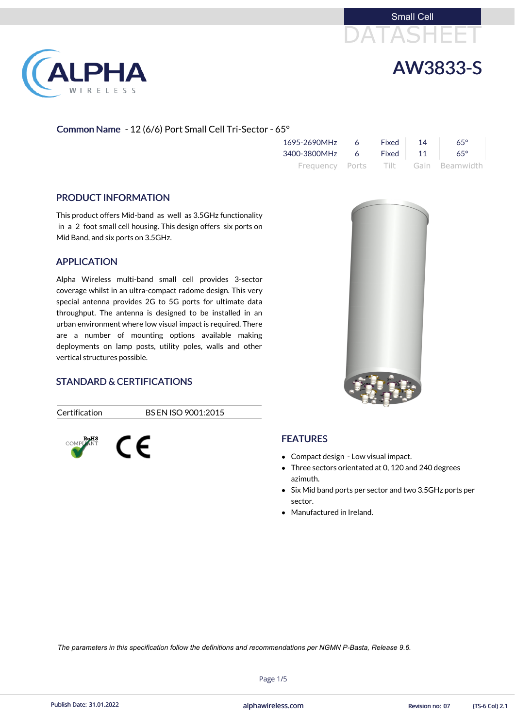Small Cell

DATASHEET

# AW3833-S

**Common Name** - 12 (6/6) Port Small Cell Tri-Sector - 65°

| Frequency | Ports | Tilt | Gain | Beamwidth |
|---|---|---|---|---|
| 1695-2690MHz | 6 | Fixed | 14 | 65° |
| 3400-3800MHz | 6 | Fixed | 11 | 65° |

## PRODUCT INFORMATION

This product offers Mid-band as well as 3.5GHz functionality in a 2 foot small cell housing. This design offers six ports on Mid Band, and six ports on 3.5GHz.

## APPLICATION

Alpha Wireless multi-band small cell provides 3-sector coverage whilst in an ultra-compact radome design. This very special antenna provides 2G to 5G ports for ultimate data throughput. The antenna is designed to be installed in an urban environment where low visual impact is required. There are a number of mounting options available making deployments on lamp posts, utility poles, walls and other vertical structures possible.

## STANDARD & CERTIFICATIONS

| Certification | BS EN ISO 9001:2015 |
|---|---|

RoHS COMPLIANT

CE

## FEATURES

- Compact design - Low visual impact.
- Three sectors orientated at 0, 120 and 240 degrees azimuth.
- Six Mid band ports per sector and two 3.5GHz ports per sector.
- Manufactured in Ireland.

*The parameters in this specification follow the definitions and recommendations per NGMN P-Basta, Release 9.6.*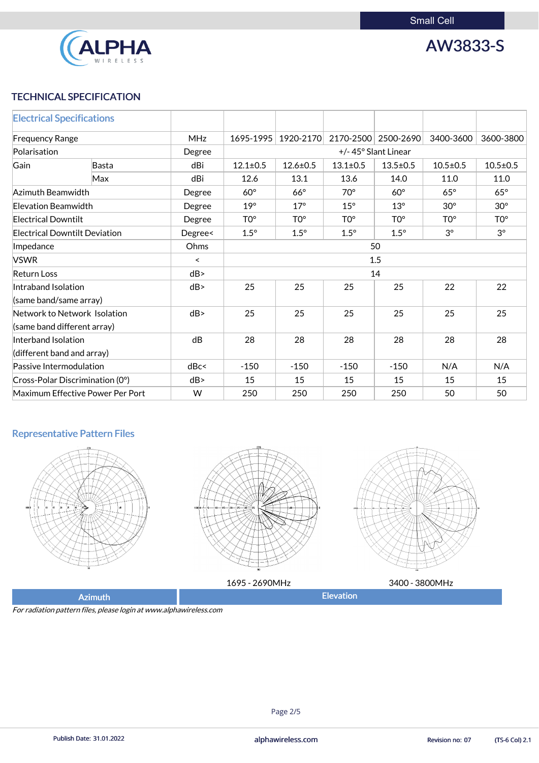# AW3833-S

Small Cell

## TECHNICAL SPECIFICATION

| Electrical Specifications | | | | | | | | |
|---|---|---|---|---|---|---|---|---|
| Frequency Range | | MHz | 1695-1995 | 1920-2170 | 2170-2500 | 2500-2690 | 3400-3600 | 3600-3800 |
| Polarisation | | Degree | +/- 45° Slant Linear | | | | | |
| Gain | Basta | dBi | 12.1±0.5 | 12.6±0.5 | 13.1±0.5 | 13.5±0.5 | 10.5±0.5 | 10.5±0.5 |
| | Max | dBi | 12.6 | 13.1 | 13.6 | 14.0 | 11.0 | 11.0 |
| Azimuth Beamwidth | | Degree | 60° | 66° | 70° | 60° | 65° | 65° |
| Elevation Beamwidth | | Degree | 19° | 17° | 15° | 13° | 30° | 30° |
| Electrical Downtilt | | Degree | T0° | T0° | T0° | T0° | T0° | T0° |
| Electrical Downtilt Deviation | | Degree< | 1.5° | 1.5° | 1.5° | 1.5° | 3° | 3° |
| Impedance | | Ohms | 50 | | | | | |
| VSWR | | < | 1.5 | | | | | |
| Return Loss | | dB> | 14 | | | | | |
| Intraband Isolation (same band/same array) | | dB> | 25 | 25 | 25 | 25 | 22 | 22 |
| Network to Network Isolation (same band different array) | | dB> | 25 | 25 | 25 | 25 | 25 | 25 |
| Interband Isolation (different band and array) | | dB | 28 | 28 | 28 | 28 | 28 | 28 |
| Passive Intermodulation | | dBc< | -150 | -150 | -150 | -150 | N/A | N/A |
| Cross-Polar Discrimination (0°) | | dB> | 15 | 15 | 15 | 15 | 15 | 15 |
| Maximum Effective Power Per Port | | W | 250 | 250 | 250 | 250 | 50 | 50 |

### Representative Pattern Files

1695 - 2690MHz

3400 - 3800MHz

Azimuth

Elevation

*For radiation pattern files, please login at www.alphawireless.com*

Publish Date: 31.01.2022 | alphawireless.com | Revision no: 07 | (TS-6 Col) 2.1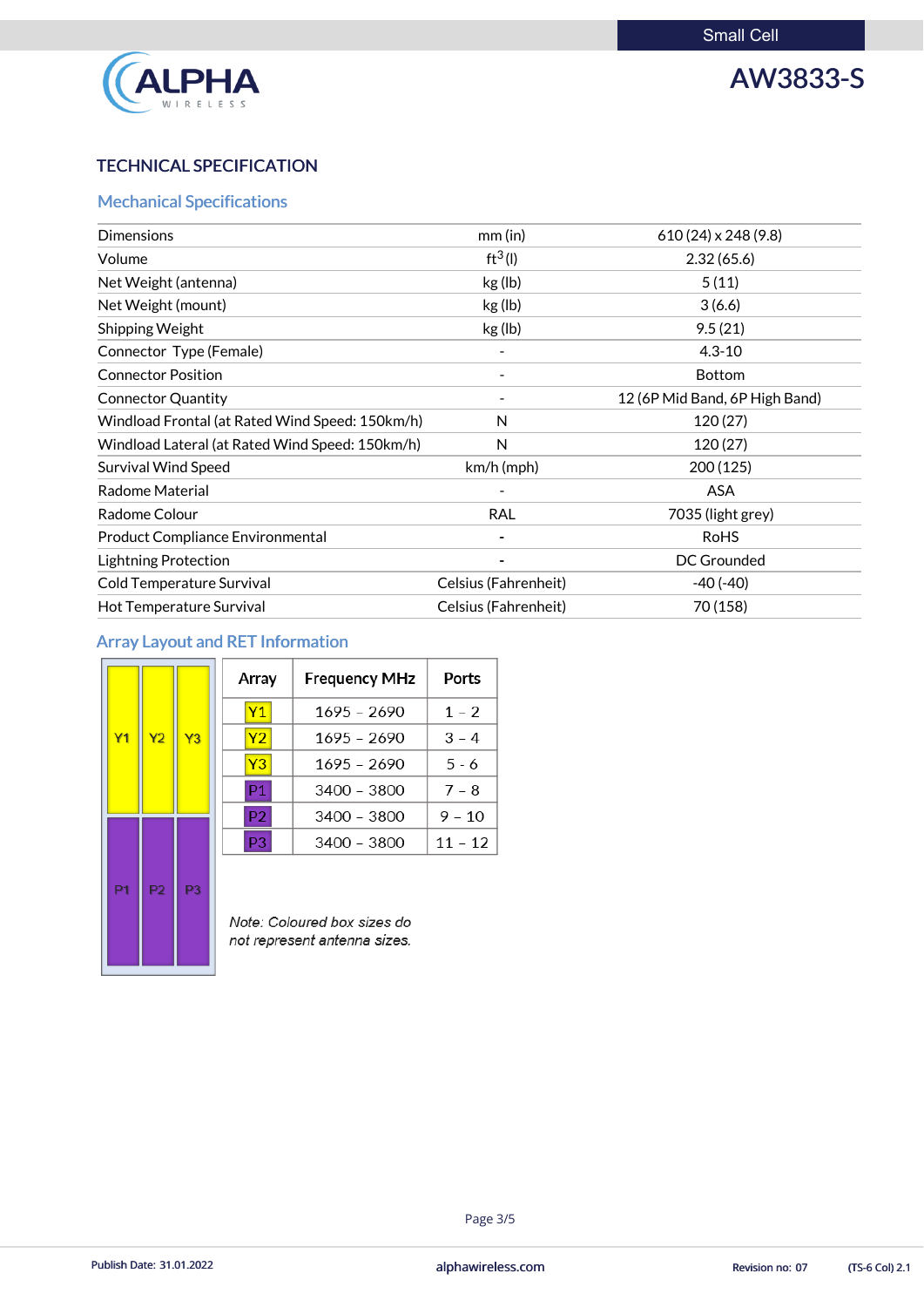Small Cell

# AW3833-S

## TECHNICAL SPECIFICATION

### Mechanical Specifications

| | | |
|---|---|---|
| Dimensions | mm (in) | 610 (24) x 248 (9.8) |
| Volume | $ft^3$ (l) | 2.32 (65.6) |
| Net Weight (antenna) | kg (lb) | 5 (11) |
| Net Weight (mount) | kg (lb) | 3 (6.6) |
| Shipping Weight | kg (lb) | 9.5 (21) |
| Connector Type (Female) | - | 4.3-10 |
| Connector Position | - | Bottom |
| Connector Quantity | - | 12 (6P Mid Band, 6P High Band) |
| Windload Frontal (at Rated Wind Speed: 150km/h) | N | 120 (27) |
| Windload Lateral (at Rated Wind Speed: 150km/h) | N | 120 (27) |
| Survival Wind Speed | km/h (mph) | 200 (125) |
| Radome Material | - | ASA |
| Radome Colour | RAL | 7035 (light grey) |
| Product Compliance Environmental | - | RoHS |
| Lightning Protection | - | DC Grounded |
| Cold Temperature Survival | Celsius (Fahrenheit) | -40 (-40) |
| Hot Temperature Survival | Celsius (Fahrenheit) | 70 (158) |

### Array Layout and RET Information

| Y1 | Y2 | Y3 |
|---|---|---|
| P1 | P2 | P3 |

| Array | Frequency MHz | Ports |
|---|---|---|
| Y1 | 1695 – 2690 | 1 – 2 |
| Y2 | 1695 – 2690 | 3 – 4 |
| Y3 | 1695 – 2690 | 5 - 6 |
| P1 | 3400 – 3800 | 7 – 8 |
| P2 | 3400 – 3800 | 9 – 10 |
| P3 | 3400 – 3800 | 11 – 12 |

*Note: Coloured box sizes do not represent antenna sizes.*

Publish Date: 31.01.2022 alphawireless.com Revision no: 07 (TS-6 Col) 2.1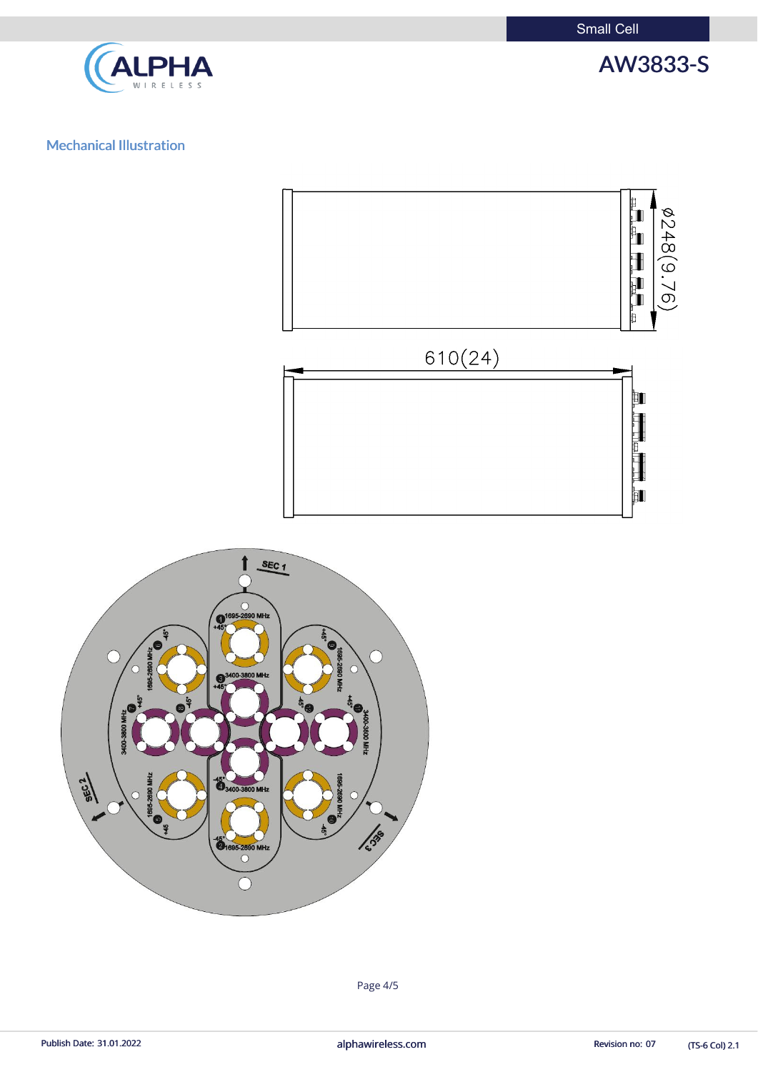## Mechanical Illustration

ø248(9.76)

610(24)

SEC 1

SEC 2

SEC 3

1 1695-2690 MHz +45°

2 1695-2690 MHz -45°

3 3400-3800 MHz +45°

4 3400-3800 MHz -45°

5 1695-2690 MHz +45

6 1695-2690 MHz -45°

7 3400-3800 MHz +45°

8 -45°

9 1695-2690 MHz +45°

10 1695-2690 MHz -45°

11 3400-3800 MHz +45°

12 -45°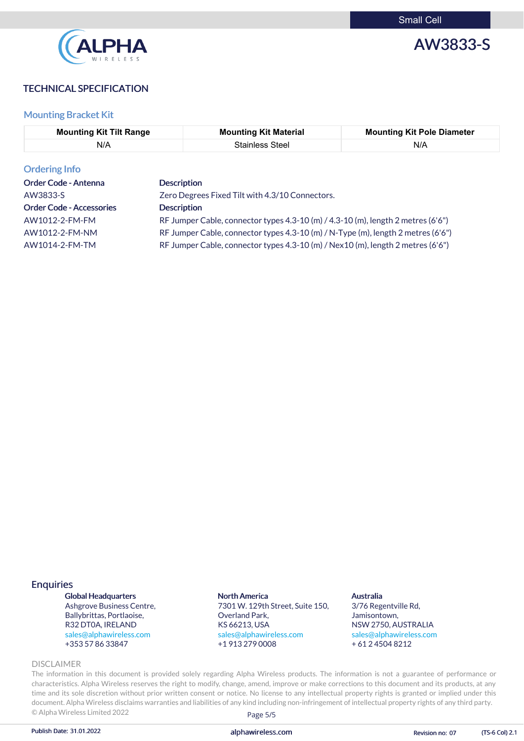## TECHNICAL SPECIFICATION

### Mounting Bracket Kit

| Mounting Kit Tilt Range | Mounting Kit Material | Mounting Kit Pole Diameter |
|---|---|---|
| N/A | Stainless Steel | N/A |

### Ordering Info

| Order Code - Antenna | Description |
|---|---|
| AW3833-S | Zero Degrees Fixed Tilt with 4.3/10 Connectors. |
| **Order Code - Accessories** | **Description** |
| AW1012-2-FM-FM | RF Jumper Cable, connector types 4.3-10 (m) / 4.3-10 (m), length 2 metres (6'6") |
| AW1012-2-FM-NM | RF Jumper Cable, connector types 4.3-10 (m) / N-Type (m), length 2 metres (6'6") |
| AW1014-2-FM-TM | RF Jumper Cable, connector types 4.3-10 (m) / Nex10 (m), length 2 metres (6'6") |

### Enquiries

**Global Headquarters**
Ashgrove Business Centre,
Ballybrittas, Portlaoise,
R32 DT0A, IRELAND
sales@alphawireless.com
+353 57 86 33847

**North America**
7301 W. 129th Street, Suite 150,
Overland Park,
KS 66213, USA
sales@alphawireless.com
+1 913 279 0008

**Australia**
3/76 Regentville Rd,
Jamisontown,
NSW 2750, AUSTRALIA
sales@alphawireless.com
+ 61 2 4504 8212

DISCLAIMER

The information in this document is provided solely regarding Alpha Wireless products. The information is not a guarantee of performance or characteristics. Alpha Wireless reserves the right to modify, change, amend, improve or make corrections to this document and its products, at any time and its sole discretion without prior written consent or notice. No license to any intellectual property rights is granted or implied under this document. Alpha Wireless disclaims warranties and liabilities of any kind including non-infringement of intellectual property rights of any third party.

© Alpha Wireless Limited 2022

Publish Date: 31.01.2022 alphawireless.com Revision no: 07 (TS-6 Col) 2.1